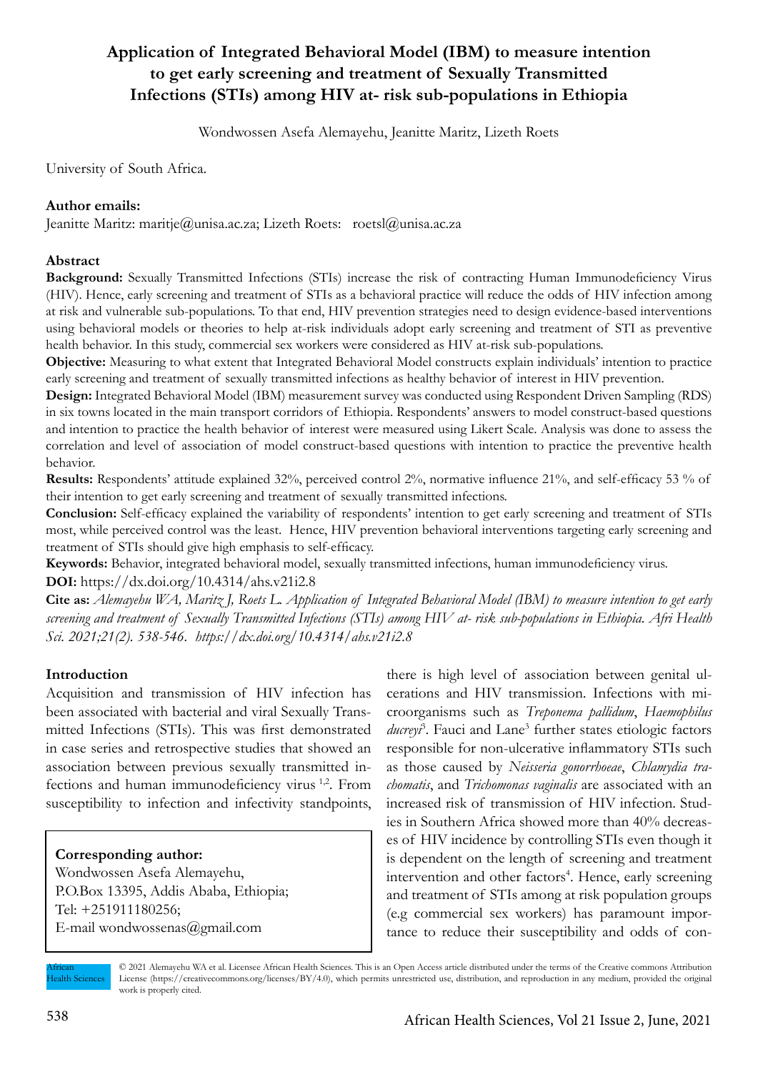# Application of Integrated Behavioral Model (IBM) to measure intention to get early screening and treatment of Sexually Transmitted Infections (STIs) among HIV at- risk sub-populations in Ethiopia

Wondwossen Asefa Alemayehu, Jeanitte Maritz, Lizeth Roets

University of South Africa.

**Author emails:**

Jeanitte Maritz: maritje@unisa.ac.za; Lizeth Roets: roetsl@unisa.ac.za

## Abstract

**Background:** Sexually Transmitted Infections (STIs) increase the risk of contracting Human Immunodeficiency Virus (HIV). Hence, early screening and treatment of STIs as a behavioral practice will reduce the odds of HIV infection among at risk and vulnerable sub-populations. To that end, HIV prevention strategies need to design evidence-based interventions using behavioral models or theories to help at-risk individuals adopt early screening and treatment of STI as preventive health behavior. In this study, commercial sex workers were considered as HIV at-risk sub-populations.

**Objective:** Measuring to what extent that Integrated Behavioral Model constructs explain individuals' intention to practice early screening and treatment of sexually transmitted infections as healthy behavior of interest in HIV prevention.

**Design:** Integrated Behavioral Model (IBM) measurement survey was conducted using Respondent Driven Sampling (RDS) in six towns located in the main transport corridors of Ethiopia. Respondents' answers to model construct-based questions and intention to practice the health behavior of interest were measured using Likert Scale. Analysis was done to assess the correlation and level of association of model construct-based questions with intention to practice the preventive health behavior.

**Results:** Respondents' attitude explained 32%, perceived control 2%, normative influence 21%, and self-efficacy 53 % of their intention to get early screening and treatment of sexually transmitted infections.

**Conclusion:** Self-efficacy explained the variability of respondents' intention to get early screening and treatment of STIs most, while perceived control was the least. Hence, HIV prevention behavioral interventions targeting early screening and treatment of STIs should give high emphasis to self-efficacy.

**Keywords:** Behavior, integrated behavioral model, sexually transmitted infections, human immunodeficiency virus.

**DOI:** https://dx.doi.org/10.4314/ahs.v21i2.8

**Cite as:** *Alemayehu WA, Maritz J, Roets L. Application of Integrated Behavioral Model (IBM) to measure intention to get early screening and treatment of Sexually Transmitted Infections (STIs) among HIV at- risk sub-populations in Ethiopia. Afri Health Sci. 2021;21(2). 538-546. https://dx.doi.org/10.4314/ahs.v21i2.8*

## Introduction

Acquisition and transmission of HIV infection has been associated with bacterial and viral Sexually Transmitted Infections (STIs). This was first demonstrated in case series and retrospective studies that showed an association between previous sexually transmitted infections and human immunodeficiency virus [1,2]. From susceptibility to infection and infectivity standpoints, there is high level of association between genital ulcerations and HIV transmission. Infections with microorganisms such as *Treponema pallidum*, *Haemophilus ducreyi*[3]. Fauci and Lane[3] further states etiologic factors responsible for non-ulcerative inflammatory STIs such as those caused by *Neisseria gonorrhoeae*, *Chlamydia trachomatis*, and *Trichomonas vaginalis* are associated with an increased risk of transmission of HIV infection. Studies in Southern Africa showed more than 40% decreases of HIV incidence by controlling STIs even though it is dependent on the length of screening and treatment intervention and other factors[4]. Hence, early screening and treatment of STIs among at risk population groups (e.g commercial sex workers) has paramount importance to reduce their susceptibility and odds of con-

**Corresponding author:**
Wondwossen Asefa Alemayehu,
P.O.Box 13395, Addis Ababa, Ethiopia;
Tel: +251911180256;
E-mail wondwossenas@gmail.com

© 2021 Alemayehu WA et al. Licensee African Health Sciences. This is an Open Access article distributed under the terms of the Creative commons Attribution License (https://creativecommons.org/licenses/BY/4.0), which permits unrestricted use, distribution, and reproduction in any medium, provided the original work is properly cited.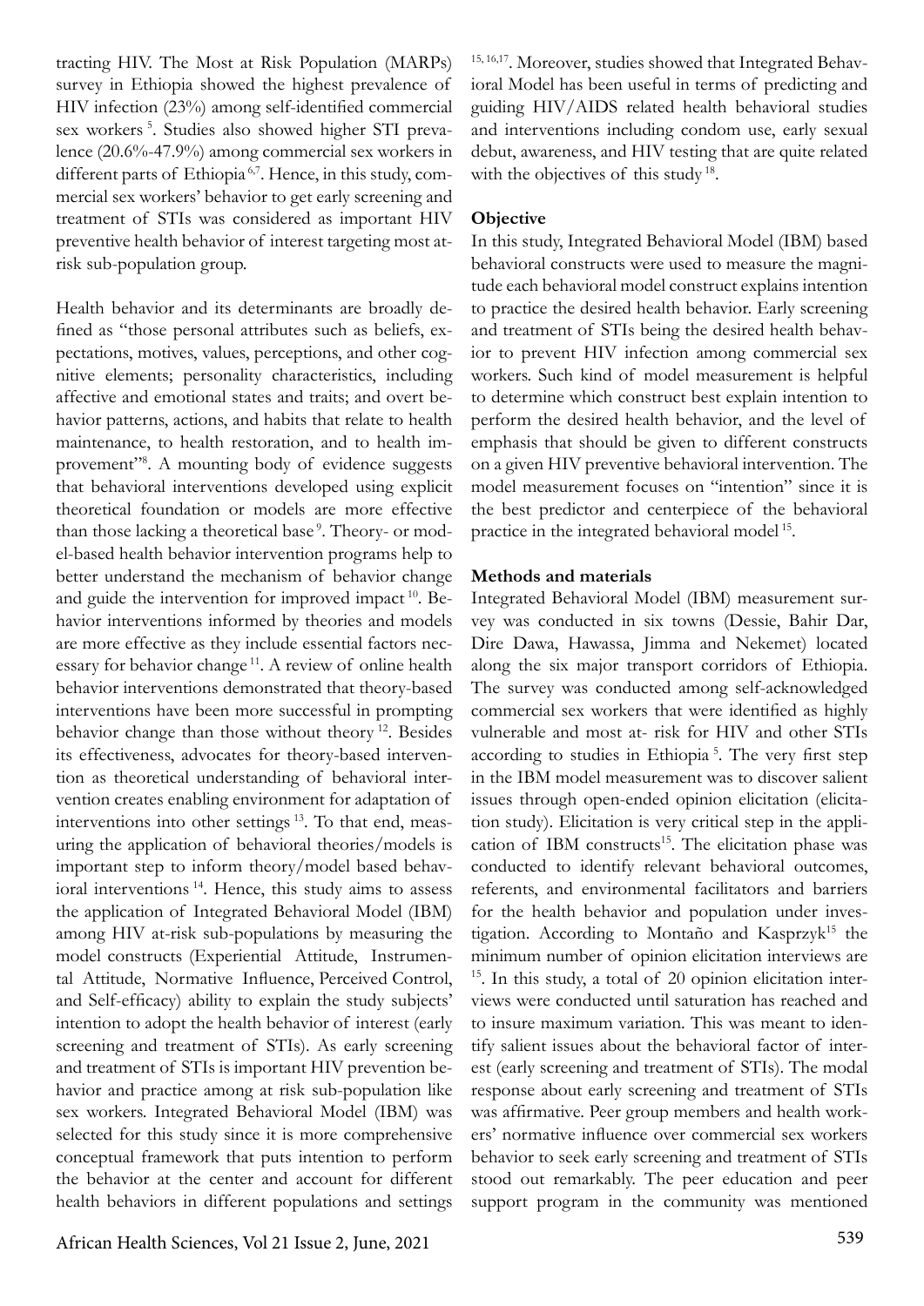tracting HIV. The Most at Risk Population (MARPs) survey in Ethiopia showed the highest prevalence of HIV infection (23%) among self-identified commercial sex workers [5]. Studies also showed higher STI prevalence (20.6%-47.9%) among commercial sex workers in different parts of Ethiopia [6,7]. Hence, in this study, commercial sex workers' behavior to get early screening and treatment of STIs was considered as important HIV preventive health behavior of interest targeting most at-risk sub-population group.

Health behavior and its determinants are broadly defined as "those personal attributes such as beliefs, expectations, motives, values, perceptions, and other cognitive elements; personality characteristics, including affective and emotional states and traits; and overt behavior patterns, actions, and habits that relate to health maintenance, to health restoration, and to health improvement"[8]. A mounting body of evidence suggests that behavioral interventions developed using explicit theoretical foundation or models are more effective than those lacking a theoretical base [9]. Theory- or model-based health behavior intervention programs help to better understand the mechanism of behavior change and guide the intervention for improved impact [10]. Behavior interventions informed by theories and models are more effective as they include essential factors necessary for behavior change [11]. A review of online health behavior interventions demonstrated that theory-based interventions have been more successful in prompting behavior change than those without theory [12]. Besides its effectiveness, advocates for theory-based intervention as theoretical understanding of behavioral intervention creates enabling environment for adaptation of interventions into other settings [13]. To that end, measuring the application of behavioral theories/models is important step to inform theory/model based behavioral interventions [14]. Hence, this study aims to assess the application of Integrated Behavioral Model (IBM) among HIV at-risk sub-populations by measuring the model constructs (Experiential Attitude, Instrumental Attitude, Normative Influence, Perceived Control, and Self-efficacy) ability to explain the study subjects' intention to adopt the health behavior of interest (early screening and treatment of STIs). As early screening and treatment of STIs is important HIV prevention behavior and practice among at risk sub-population like sex workers. Integrated Behavioral Model (IBM) was selected for this study since it is more comprehensive conceptual framework that puts intention to perform the behavior at the center and account for different health behaviors in different populations and settings [15,16,17]. Moreover, studies showed that Integrated Behavioral Model has been useful in terms of predicting and guiding HIV/AIDS related health behavioral studies and interventions including condom use, early sexual debut, awareness, and HIV testing that are quite related with the objectives of this study [18].

**Objective**

In this study, Integrated Behavioral Model (IBM) based behavioral constructs were used to measure the magnitude each behavioral model construct explains intention to practice the desired health behavior. Early screening and treatment of STIs being the desired health behavior to prevent HIV infection among commercial sex workers. Such kind of model measurement is helpful to determine which construct best explain intention to perform the desired health behavior, and the level of emphasis that should be given to different constructs on a given HIV preventive behavioral intervention. The model measurement focuses on "intention" since it is the best predictor and centerpiece of the behavioral practice in the integrated behavioral model [15].

**Methods and materials**

Integrated Behavioral Model (IBM) measurement survey was conducted in six towns (Dessie, Bahir Dar, Dire Dawa, Hawassa, Jimma and Nekemet) located along the six major transport corridors of Ethiopia. The survey was conducted among self-acknowledged commercial sex workers that were identified as highly vulnerable and most at- risk for HIV and other STIs according to studies in Ethiopia [5]. The very first step in the IBM model measurement was to discover salient issues through open-ended opinion elicitation (elicitation study). Elicitation is very critical step in the application of IBM constructs[15]. The elicitation phase was conducted to identify relevant behavioral outcomes, referents, and environmental facilitators and barriers for the health behavior and population under investigation. According to Montaño and Kasprzyk[15] the minimum number of opinion elicitation interviews are [15]. In this study, a total of 20 opinion elicitation interviews were conducted until saturation has reached and to insure maximum variation. This was meant to identify salient issues about the behavioral factor of interest (early screening and treatment of STIs). The modal response about early screening and treatment of STIs was affirmative. Peer group members and health workers' normative influence over commercial sex workers behavior to seek early screening and treatment of STIs stood out remarkably. The peer education and peer support program in the community was mentioned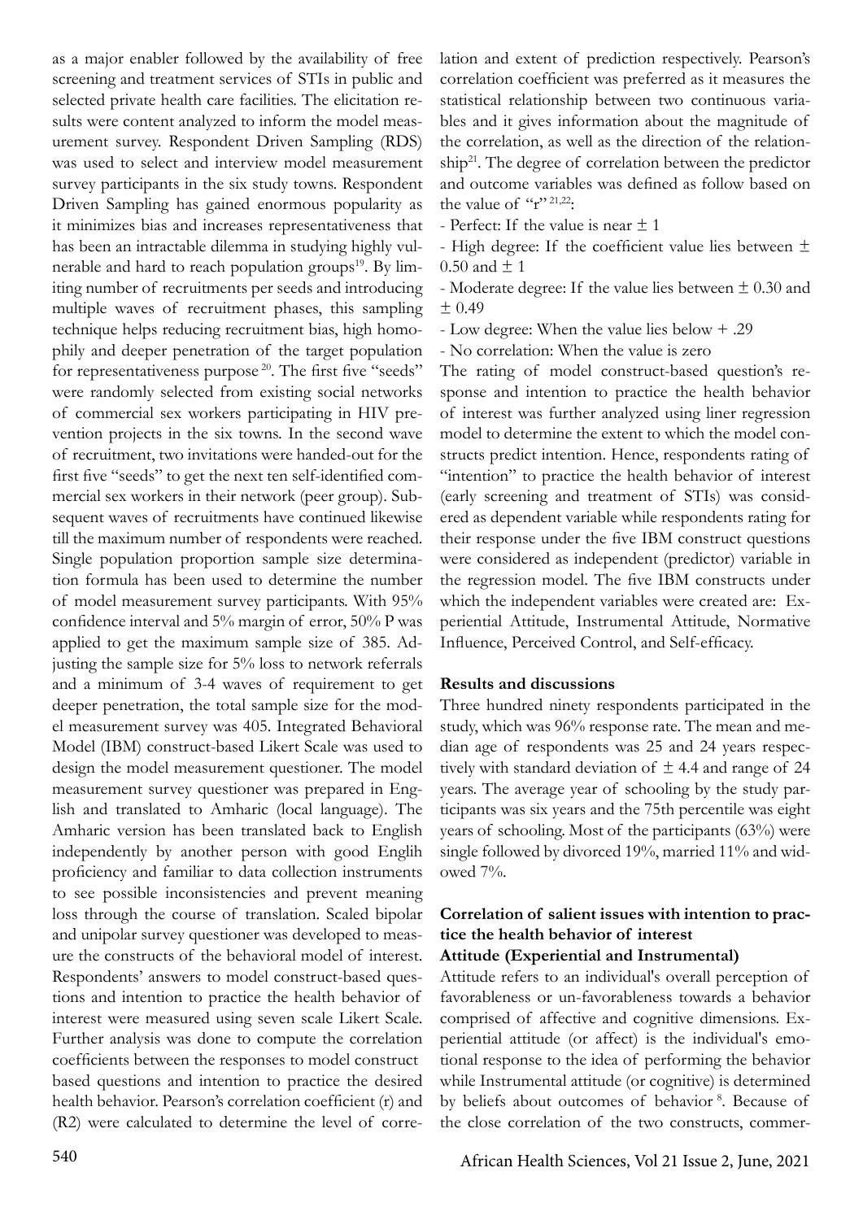as a major enabler followed by the availability of free screening and treatment services of STIs in public and selected private health care facilities. The elicitation results were content analyzed to inform the model measurement survey. Respondent Driven Sampling (RDS) was used to select and interview model measurement survey participants in the six study towns. Respondent Driven Sampling has gained enormous popularity as it minimizes bias and increases representativeness that has been an intractable dilemma in studying highly vulnerable and hard to reach population groups[19]. By limiting number of recruitments per seeds and introducing multiple waves of recruitment phases, this sampling technique helps reducing recruitment bias, high homophily and deeper penetration of the target population for representativeness purpose [20]. The first five "seeds" were randomly selected from existing social networks of commercial sex workers participating in HIV prevention projects in the six towns. In the second wave of recruitment, two invitations were handed-out for the first five "seeds" to get the next ten self-identified commercial sex workers in their network (peer group). Subsequent waves of recruitments have continued likewise till the maximum number of respondents were reached. Single population proportion sample size determination formula has been used to determine the number of model measurement survey participants. With 95% confidence interval and 5% margin of error, 50% P was applied to get the maximum sample size of 385. Adjusting the sample size for 5% loss to network referrals and a minimum of 3-4 waves of requirement to get deeper penetration, the total sample size for the model measurement survey was 405. Integrated Behavioral Model (IBM) construct-based Likert Scale was used to design the model measurement questioner. The model measurement survey questioner was prepared in English and translated to Amharic (local language). The Amharic version has been translated back to English independently by another person with good Englih proficiency and familiar to data collection instruments to see possible inconsistencies and prevent meaning loss through the course of translation. Scaled bipolar and unipolar survey questioner was developed to measure the constructs of the behavioral model of interest. Respondents' answers to model construct-based questions and intention to practice the health behavior of interest were measured using seven scale Likert Scale. Further analysis was done to compute the correlation coefficients between the responses to model construct based questions and intention to practice the desired health behavior. Pearson's correlation coefficient (r) and (R2) were calculated to determine the level of correlation and extent of prediction respectively. Pearson's correlation coefficient was preferred as it measures the statistical relationship between two continuous variables and it gives information about the magnitude of the correlation, as well as the direction of the relationship[21]. The degree of correlation between the predictor and outcome variables was defined as follow based on the value of "r" [21,22]:

- Perfect: If the value is near ± 1
- High degree: If the coefficient value lies between ± 0.50 and ± 1
- Moderate degree: If the value lies between ± 0.30 and ± 0.49
- Low degree: When the value lies below + .29
- No correlation: When the value is zero

The rating of model construct-based question's response and intention to practice the health behavior of interest was further analyzed using liner regression model to determine the extent to which the model constructs predict intention. Hence, respondents rating of "intention" to practice the health behavior of interest (early screening and treatment of STIs) was considered as dependent variable while respondents rating for their response under the five IBM construct questions were considered as independent (predictor) variable in the regression model. The five IBM constructs under which the independent variables were created are: Experiential Attitude, Instrumental Attitude, Normative Influence, Perceived Control, and Self-efficacy.

## Results and discussions

Three hundred ninety respondents participated in the study, which was 96% response rate. The mean and median age of respondents was 25 and 24 years respectively with standard deviation of ± 4.4 and range of 24 years. The average year of schooling by the study participants was six years and the 75th percentile was eight years of schooling. Most of the participants (63%) were single followed by divorced 19%, married 11% and widowed 7%.

### Correlation of salient issues with intention to practice the health behavior of interest

### Attitude (Experiential and Instrumental)

Attitude refers to an individual's overall perception of favorableness or un-favorableness towards a behavior comprised of affective and cognitive dimensions. Experiential attitude (or affect) is the individual's emotional response to the idea of performing the behavior while Instrumental attitude (or cognitive) is determined by beliefs about outcomes of behavior [8]. Because of the close correlation of the two constructs, commer-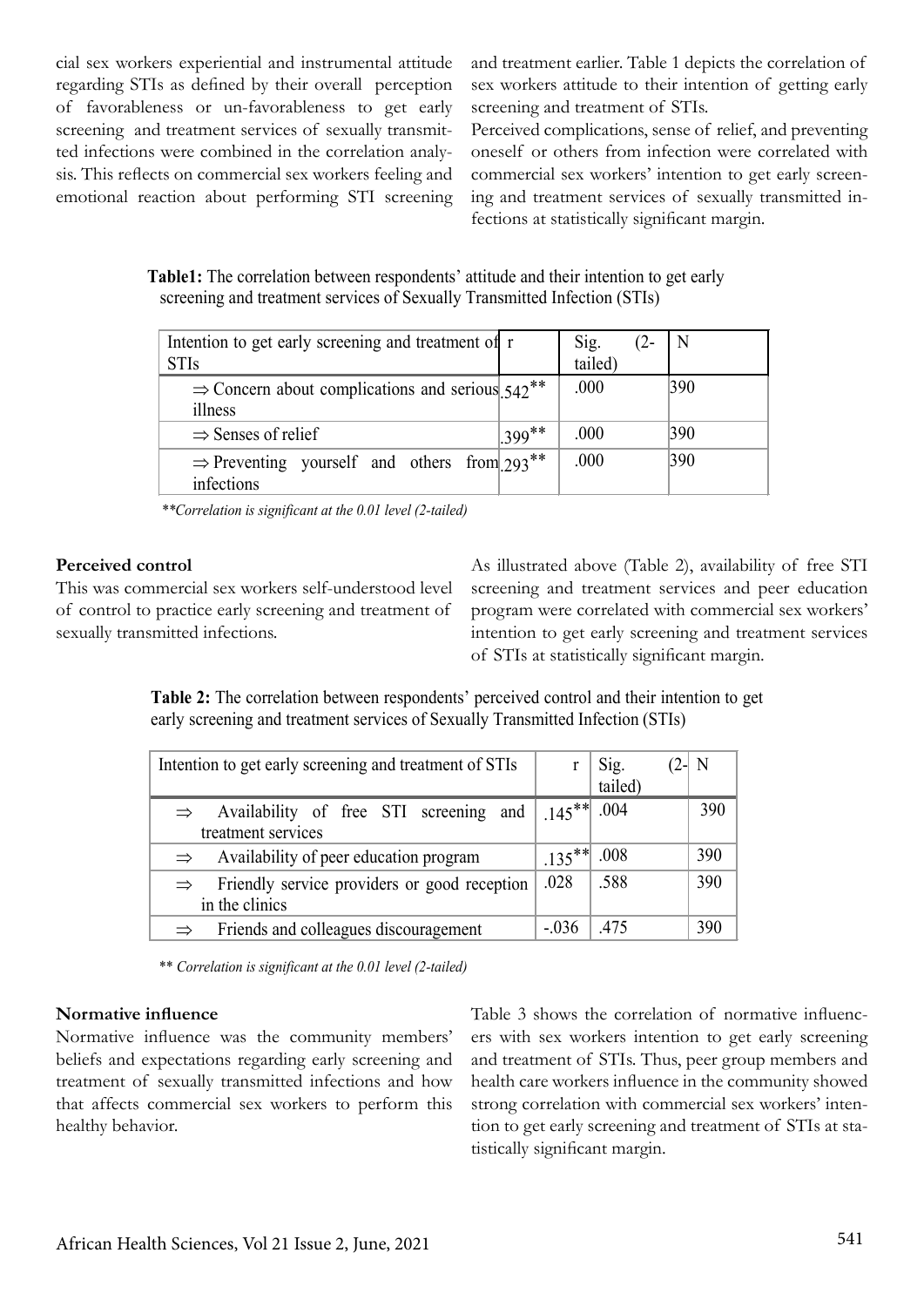cial sex workers experiential and instrumental attitude regarding STIs as defined by their overall perception of favorableness or un-favorableness to get early screening and treatment services of sexually transmitted infections were combined in the correlation analysis. This reflects on commercial sex workers feeling and emotional reaction about performing STI screening and treatment earlier. Table 1 depicts the correlation of sex workers attitude to their intention of getting early screening and treatment of STIs.

Perceived complications, sense of relief, and preventing oneself or others from infection were correlated with commercial sex workers' intention to get early screening and treatment services of sexually transmitted infections at statistically significant margin.

**Table1:** The correlation between respondents' attitude and their intention to get early screening and treatment services of Sexually Transmitted Infection (STIs)

| Intention to get early screening and treatment of STIs | r | Sig. (2-tailed) | N |
|---|---|---|---|
| ⇒ Concern about complications and serious illness | .542** | .000 | 390 |
| ⇒ Senses of relief | .399** | .000 | 390 |
| ⇒ Preventing yourself and others from infections | .293** | .000 | 390 |

*\*\*Correlation is significant at the 0.01 level (2-tailed)*

**Perceived control**

This was commercial sex workers self-understood level of control to practice early screening and treatment of sexually transmitted infections.

As illustrated above (Table 2), availability of free STI screening and treatment services and peer education program were correlated with commercial sex workers' intention to get early screening and treatment services of STIs at statistically significant margin.

**Table 2:** The correlation between respondents' perceived control and their intention to get early screening and treatment services of Sexually Transmitted Infection (STIs)

| Intention to get early screening and treatment of STIs | r | Sig. (2-tailed) | N |
|---|---|---|---|
| ⇒ Availability of free STI screening and treatment services | .145** | .004 | 390 |
| ⇒ Availability of peer education program | .135** | .008 | 390 |
| ⇒ Friendly service providers or good reception in the clinics | .028 | .588 | 390 |
| ⇒ Friends and colleagues discouragement | -.036 | .475 | 390 |

*\*\* Correlation is significant at the 0.01 level (2-tailed)*

**Normative influence**

Normative influence was the community members' beliefs and expectations regarding early screening and treatment of sexually transmitted infections and how that affects commercial sex workers to perform this healthy behavior.

Table 3 shows the correlation of normative influencers with sex workers intention to get early screening and treatment of STIs. Thus, peer group members and health care workers influence in the community showed strong correlation with commercial sex workers' intention to get early screening and treatment of STIs at statistically significant margin.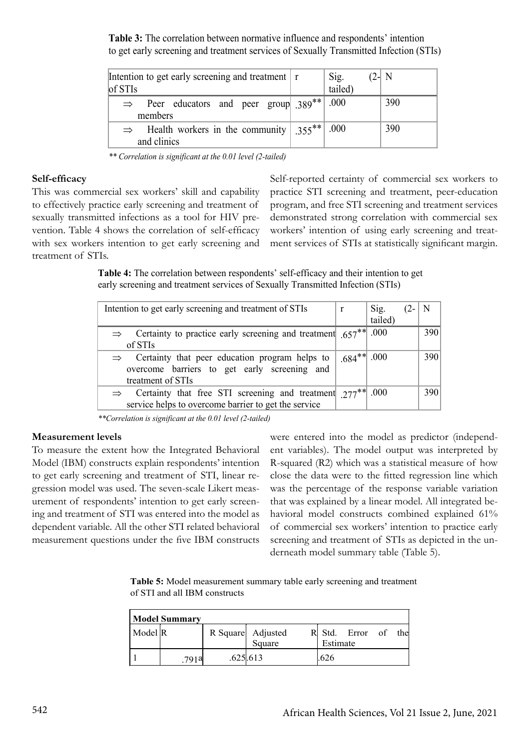**Table 3:** The correlation between normative influence and respondents' intention to get early screening and treatment services of Sexually Transmitted Infection (STIs)

| Intention to get early screening and treatment of STIs | r | Sig. (2-tailed) | N |
|---|---|---|---|
| ⇒ Peer educators and peer group members | .389** | .000 | 390 |
| ⇒ Health workers in the community and clinics | .355** | .000 | 390 |

*** Correlation is significant at the 0.01 level (2-tailed)*

**Self-efficacy**

This was commercial sex workers' skill and capability to effectively practice early screening and treatment of sexually transmitted infections as a tool for HIV prevention. Table 4 shows the correlation of self-efficacy with sex workers intention to get early screening and treatment of STIs.

Self-reported certainty of commercial sex workers to practice STI screening and treatment, peer-education program, and free STI screening and treatment services demonstrated strong correlation with commercial sex workers' intention of using early screening and treatment services of STIs at statistically significant margin.

**Table 4:** The correlation between respondents' self-efficacy and their intention to get early screening and treatment services of Sexually Transmitted Infection (STIs)

| Intention to get early screening and treatment of STIs | r | Sig. (2-tailed) | N |
|---|---|---|---|
| ⇒ Certainty to practice early screening and treatment of STIs | .657** | .000 | 390 |
| ⇒ Certainty that peer education program helps to overcome barriers to get early screening and treatment of STIs | .684** | .000 | 390 |
| ⇒ Certainty that free STI screening and treatment service helps to overcome barrier to get the service | .277** | .000 | 390 |

*\*\*Correlation is significant at the 0.01 level (2-tailed)*

**Measurement levels**

To measure the extent how the Integrated Behavioral Model (IBM) constructs explain respondents' intention to get early screening and treatment of STI, linear regression model was used. The seven-scale Likert measurement of respondents' intention to get early screening and treatment of STI was entered into the model as dependent variable. All the other STI related behavioral measurement questions under the five IBM constructs were entered into the model as predictor (independent variables). The model output was interpreted by R-squared ($R^2$) which was a statistical measure of how close the data were to the fitted regression line which was the percentage of the response variable variation that was explained by a linear model. All integrated behavioral model constructs combined explained 61% of commercial sex workers' intention to practice early screening and treatment of STIs as depicted in the underneath model summary table (Table 5).

**Table 5:** Model measurement summary table early screening and treatment of STI and all IBM constructs

| **Model Summary** | | | | |
|---|---|---|---|---|
| Model | R | R Square | Adjusted R Square | Std. Error of the Estimate |
| 1 | .791a | .625 | .613 | .626 |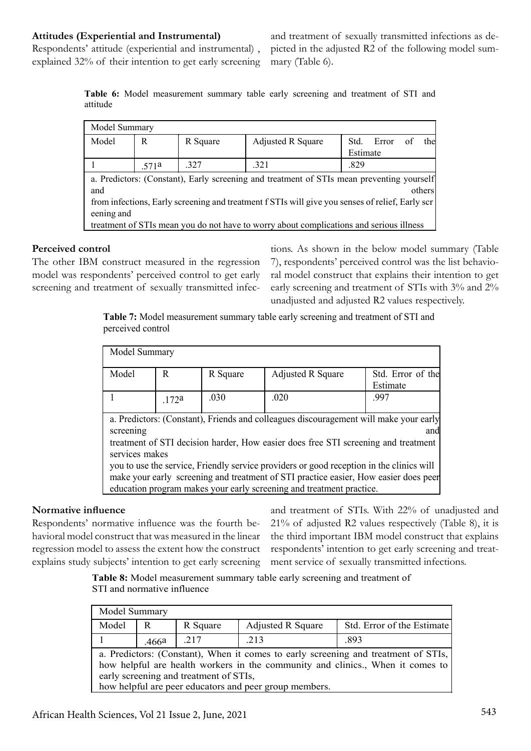**Attitudes (Experiential and Instrumental)**

Respondents' attitude (experiential and instrumental), explained 32% of their intention to get early screening and treatment of sexually transmitted infections as depicted in the adjusted R2 of the following model summary (Table 6).

**Table 6:** Model measurement summary table early screening and treatment of STI and attitude

| Model Summary | | | | |
|---|---|---|---|---|
| Model | R | R Square | Adjusted R Square | Std. Error of the Estimate |
| 1 | .571a | .327 | .321 | .829 |
| a. Predictors: (Constant), Early screening and treatment of STIs mean preventing yourself and others from infections, Early screening and treatment f STIs will give you senses of relief, Early screening and treatment of STIs mean you do not have to worry about complications and serious illness | | | | |

**Perceived control**

The other IBM construct measured in the regression model was respondents' perceived control to get early screening and treatment of sexually transmitted infections. As shown in the below model summary (Table 7), respondents' perceived control was the list behavioral model construct that explains their intention to get early screening and treatment of STIs with 3% and 2% unadjusted and adjusted R2 values respectively.

**Table 7:** Model measurement summary table early screening and treatment of STI and perceived control

| Model Summary | | | | |
|---|---|---|---|---|
| Model | R | R Square | Adjusted R Square | Std. Error of the Estimate |
| 1 | .172a | .030 | .020 | .997 |
| a. Predictors: (Constant), Friends and colleagues discouragement will make your early screening and treatment of STI decision harder, How easier does free STI screening and treatment services makes you to use the service, Friendly service providers or good reception in the clinics will make your early screening and treatment of STI practice easier, How easier does peer education program makes your early screening and treatment practice. | | | | |

**Normative influence**

Respondents' normative influence was the fourth behavioral model construct that was measured in the linear regression model to assess the extent how the construct explains study subjects' intention to get early screening and treatment of STIs. With 22% of unadjusted and 21% of adjusted R2 values respectively (Table 8), it is the third important IBM model construct that explains respondents' intention to get early screening and treatment service of sexually transmitted infections.

**Table 8:** Model measurement summary table early screening and treatment of STI and normative influence

| Model Summary | | | | |
|---|---|---|---|---|
| Model | R | R Square | Adjusted R Square | Std. Error of the Estimate |
| 1 | .466a | .217 | .213 | .893 |
| a. Predictors: (Constant), When it comes to early screening and treatment of STIs, how helpful are health workers in the community and clinics., When it comes to early screening and treatment of STIs, how helpful are peer educators and peer group members. | | | | |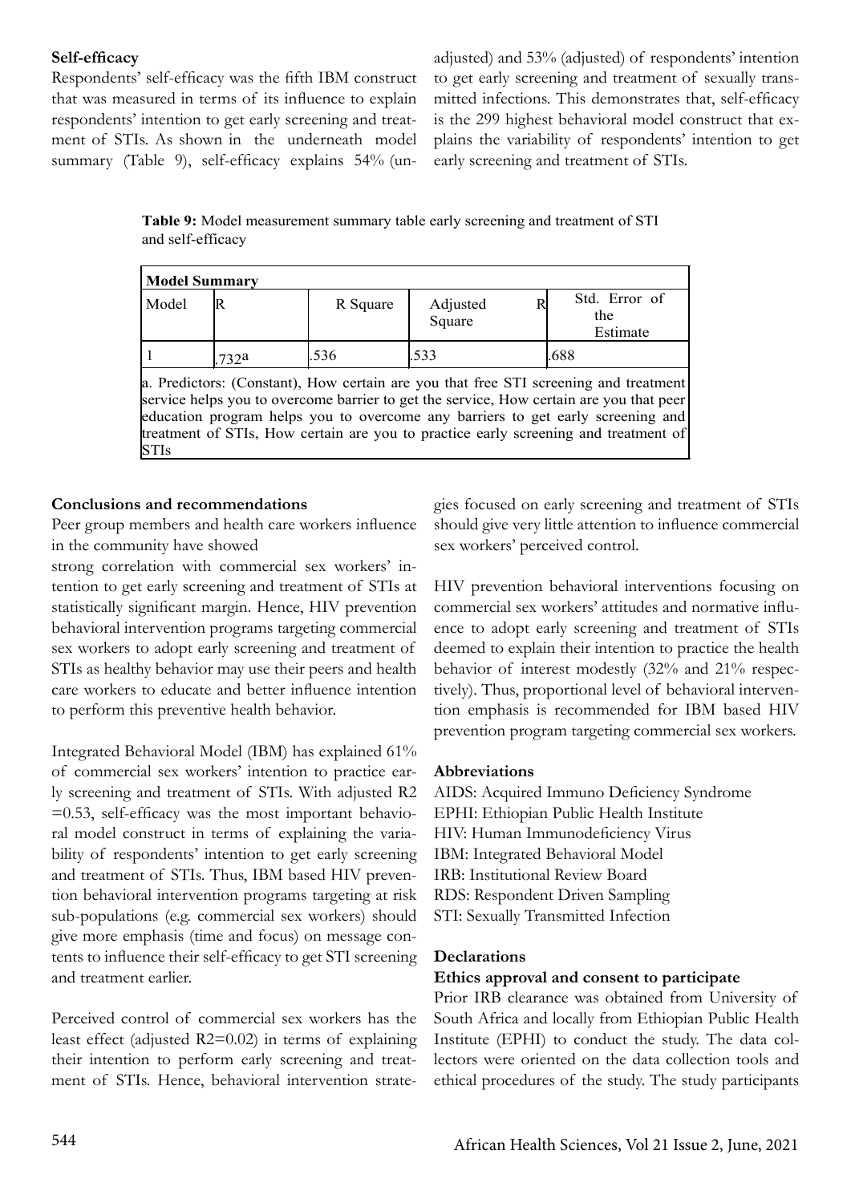### Self-efficacy

Respondents' self-efficacy was the fifth IBM construct that was measured in terms of its influence to explain respondents' intention to get early screening and treatment of STIs. As shown in the underneath model summary (Table 9), self-efficacy explains 54% (unadjusted) and 53% (adjusted) of respondents' intention to get early screening and treatment of sexually transmitted infections. This demonstrates that, self-efficacy is the 299 highest behavioral model construct that explains the variability of respondents' intention to get early screening and treatment of STIs.

**Table 9:** Model measurement summary table early screening and treatment of STI and self-efficacy

| Model Summary | | | | |
|---|---|---|---|---|
| Model | R | R Square | Adjusted R Square | Std. Error of the Estimate |
| 1 | .732a | .536 | .533 | .688 |

a. Predictors: (Constant), How certain are you that free STI screening and treatment service helps you to overcome barrier to get the service, How certain are you that peer education program helps you to overcome any barriers to get early screening and treatment of STIs, How certain are you to practice early screening and treatment of STIs

### Conclusions and recommendations

Peer group members and health care workers influence in the community have showed strong correlation with commercial sex workers' intention to get early screening and treatment of STIs at statistically significant margin. Hence, HIV prevention behavioral intervention programs targeting commercial sex workers to adopt early screening and treatment of STIs as healthy behavior may use their peers and health care workers to educate and better influence intention to perform this preventive health behavior.

Integrated Behavioral Model (IBM) has explained 61% of commercial sex workers' intention to practice early screening and treatment of STIs. With adjusted $R2 = 0.53$, self-efficacy was the most important behavioral model construct in terms of explaining the variability of respondents' intention to get early screening and treatment of STIs. Thus, IBM based HIV prevention behavioral intervention programs targeting at risk sub-populations (e.g. commercial sex workers) should give more emphasis (time and focus) on message contents to influence their self-efficacy to get STI screening and treatment earlier.

Perceived control of commercial sex workers has the least effect (adjusted $R2=0.02$) in terms of explaining their intention to perform early screening and treatment of STIs. Hence, behavioral intervention strategies focused on early screening and treatment of STIs should give very little attention to influence commercial sex workers' perceived control.

HIV prevention behavioral interventions focusing on commercial sex workers' attitudes and normative influence to adopt early screening and treatment of STIs deemed to explain their intention to practice the health behavior of interest modestly (32% and 21% respectively). Thus, proportional level of behavioral intervention emphasis is recommended for IBM based HIV prevention program targeting commercial sex workers.

### Abbreviations

AIDS: Acquired Immuno Deficiency Syndrome
EPHI: Ethiopian Public Health Institute
HIV: Human Immunodeficiency Virus
IBM: Integrated Behavioral Model
IRB: Institutional Review Board
RDS: Respondent Driven Sampling
STI: Sexually Transmitted Infection

### Declarations

#### Ethics approval and consent to participate

Prior IRB clearance was obtained from University of South Africa and locally from Ethiopian Public Health Institute (EPHI) to conduct the study. The data collectors were oriented on the data collection tools and ethical procedures of the study. The study participants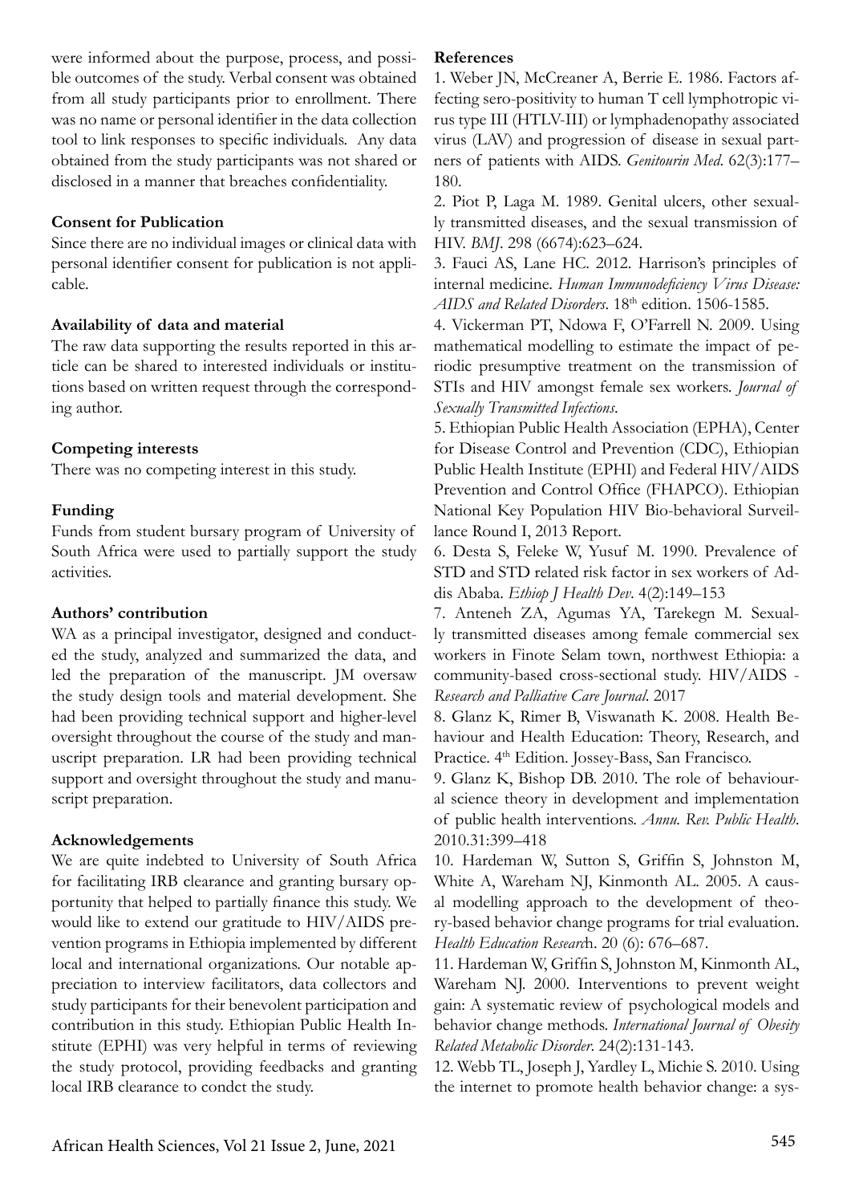were informed about the purpose, process, and possible outcomes of the study. Verbal consent was obtained from all study participants prior to enrollment. There was no name or personal identifier in the data collection tool to link responses to specific individuals. Any data obtained from the study participants was not shared or disclosed in a manner that breaches confidentiality.

**Consent for Publication**

Since there are no individual images or clinical data with personal identifier consent for publication is not applicable.

**Availability of data and material**

The raw data supporting the results reported in this article can be shared to interested individuals or institutions based on written request through the corresponding author.

**Competing interests**

There was no competing interest in this study.

**Funding**

Funds from student bursary program of University of South Africa were used to partially support the study activities.

**Authors' contribution**

WA as a principal investigator, designed and conducted the study, analyzed and summarized the data, and led the preparation of the manuscript. JM oversaw the study design tools and material development. She had been providing technical support and higher-level oversight throughout the course of the study and manuscript preparation. LR had been providing technical support and oversight throughout the study and manuscript preparation.

**Acknowledgements**

We are quite indebted to University of South Africa for facilitating IRB clearance and granting bursary opportunity that helped to partially finance this study. We would like to extend our gratitude to HIV/AIDS prevention programs in Ethiopia implemented by different local and international organizations. Our notable appreciation to interview facilitators, data collectors and study participants for their benevolent participation and contribution in this study. Ethiopian Public Health Institute (EPHI) was very helpful in terms of reviewing the study protocol, providing feedbacks and granting local IRB clearance to condct the study.

**References**

1. Weber JN, McCreaner A, Berrie E. 1986. Factors affecting sero-positivity to human T cell lymphotropic virus type III (HTLV-III) or lymphadenopathy associated virus (LAV) and progression of disease in sexual partners of patients with AIDS. *Genitourin Med*. 62(3):177–180.

2. Piot P, Laga M. 1989. Genital ulcers, other sexually transmitted diseases, and the sexual transmission of HIV. *BMJ*. 298 (6674):623–624.

3. Fauci AS, Lane HC. 2012. Harrison's principles of internal medicine. *Human Immunodeficiency Virus Disease: AIDS and Related Disorders*. 18th edition. 1506-1585.

4. Vickerman PT, Ndowa F, O'Farrell N. 2009. Using mathematical modelling to estimate the impact of periodic presumptive treatment on the transmission of STIs and HIV amongst female sex workers. *Journal of Sexually Transmitted Infections*.

5. Ethiopian Public Health Association (EPHA), Center for Disease Control and Prevention (CDC), Ethiopian Public Health Institute (EPHI) and Federal HIV/AIDS Prevention and Control Office (FHAPCO). Ethiopian National Key Population HIV Bio-behavioral Surveillance Round I, 2013 Report.

6. Desta S, Feleke W, Yusuf M. 1990. Prevalence of STD and STD related risk factor in sex workers of Addis Ababa. *Ethiop J Health Dev*. 4(2):149–153

7. Anteneh ZA, Agumas YA, Tarekegn M. Sexually transmitted diseases among female commercial sex workers in Finote Selam town, northwest Ethiopia: a community-based cross-sectional study. HIV/AIDS - *Research and Palliative Care Journal*. 2017

8. Glanz K, Rimer B, Viswanath K. 2008. Health Behaviour and Health Education: Theory, Research, and Practice. 4th Edition. Jossey-Bass, San Francisco.

9. Glanz K, Bishop DB. 2010. The role of behavioural science theory in development and implementation of public health interventions. *Annu. Rev. Public Health*. 2010.31:399–418

10. Hardeman W, Sutton S, Griffin S, Johnston M, White A, Wareham NJ, Kinmonth AL. 2005. A causal modelling approach to the development of theory-based behavior change programs for trial evaluation. *Health Education Research*. 20 (6): 676–687.

11. Hardeman W, Griffin S, Johnston M, Kinmonth AL, Wareham NJ. 2000. Interventions to prevent weight gain: A systematic review of psychological models and behavior change methods. *International Journal of Obesity Related Metabolic Disorder*. 24(2):131-143.

12. Webb TL, Joseph J, Yardley L, Michie S. 2010. Using the internet to promote health behavior change: a sys-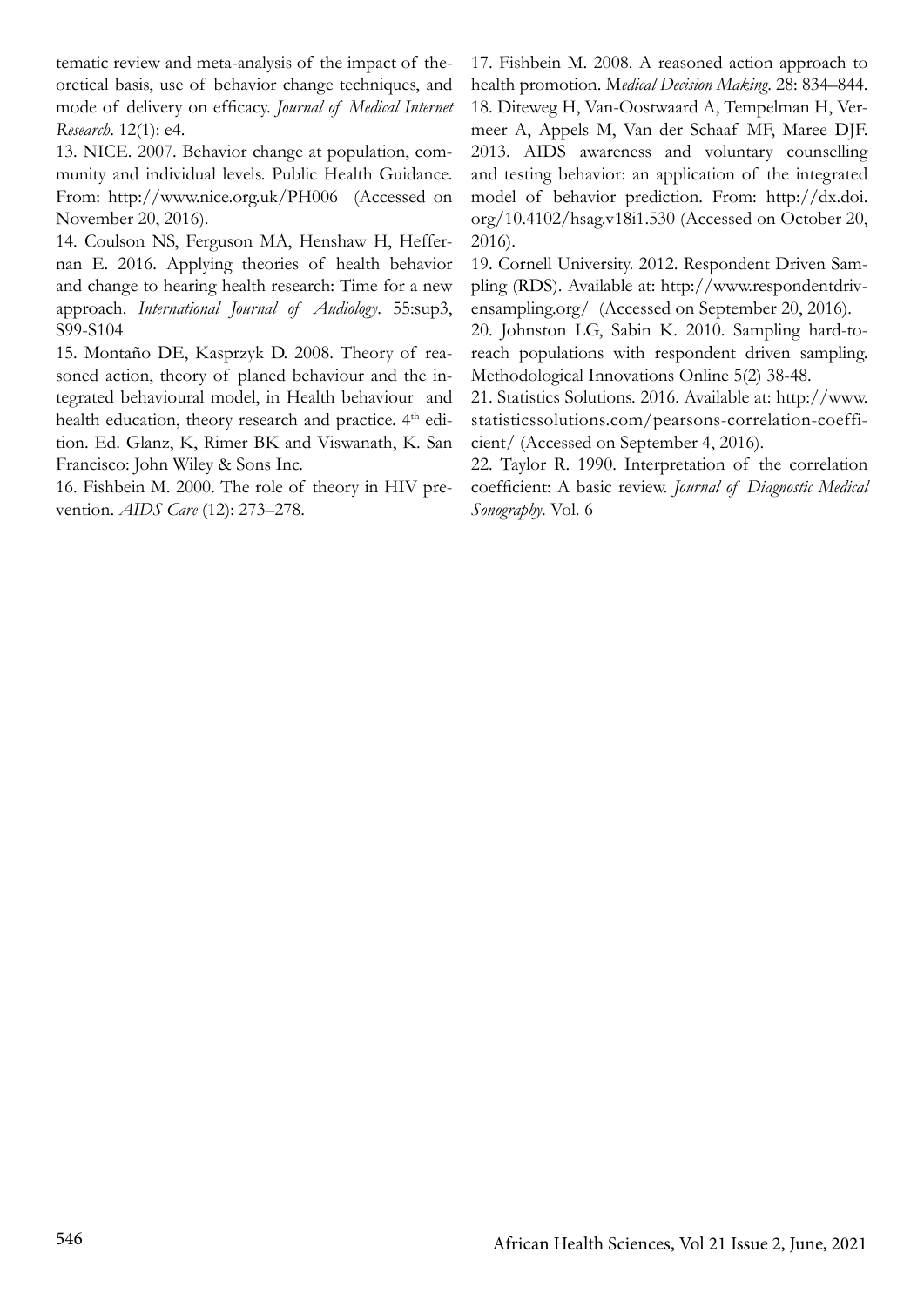tematic review and meta-analysis of the impact of theoretical basis, use of behavior change techniques, and mode of delivery on efficacy. *Journal of Medical Internet Research*. 12(1): e4.

13. NICE. 2007. Behavior change at population, community and individual levels. Public Health Guidance. From: http://www.nice.org.uk/PH006 (Accessed on November 20, 2016).

14. Coulson NS, Ferguson MA, Henshaw H, Heffernan E. 2016. Applying theories of health behavior and change to hearing health research: Time for a new approach. *International Journal of Audiology*. 55:sup3, S99-S104

15. Montaño DE, Kasprzyk D. 2008. Theory of reasoned action, theory of planed behaviour and the integrated behavioural model, in Health behaviour and health education, theory research and practice. 4th edition. Ed. Glanz, K, Rimer BK and Viswanath, K. San Francisco: John Wiley & Sons Inc.

16. Fishbein M. 2000. The role of theory in HIV prevention. *AIDS Care* (12): 273–278.

17. Fishbein M. 2008. A reasoned action approach to health promotion. M*edical Decision Making*. 28: 834–844.

18. Diteweg H, Van-Oostwaard A, Tempelman H, Vermeer A, Appels M, Van der Schaaf MF, Maree DJF. 2013. AIDS awareness and voluntary counselling and testing behavior: an application of the integrated model of behavior prediction. From: http://dx.doi.org/10.4102/hsag.v18i1.530 (Accessed on October 20, 2016).

19. Cornell University. 2012. Respondent Driven Sampling (RDS). Available at: http://www.respondentdrivensampling.org/ (Accessed on September 20, 2016).

20. Johnston LG, Sabin K. 2010. Sampling hard-to-reach populations with respondent driven sampling. Methodological Innovations Online 5(2) 38-48.

21. Statistics Solutions. 2016. Available at: http://www.statisticssolutions.com/pearsons-correlation-coefficient/ (Accessed on September 4, 2016).

22. Taylor R. 1990. Interpretation of the correlation coefficient: A basic review. *Journal of Diagnostic Medical Sonography*. Vol. 6